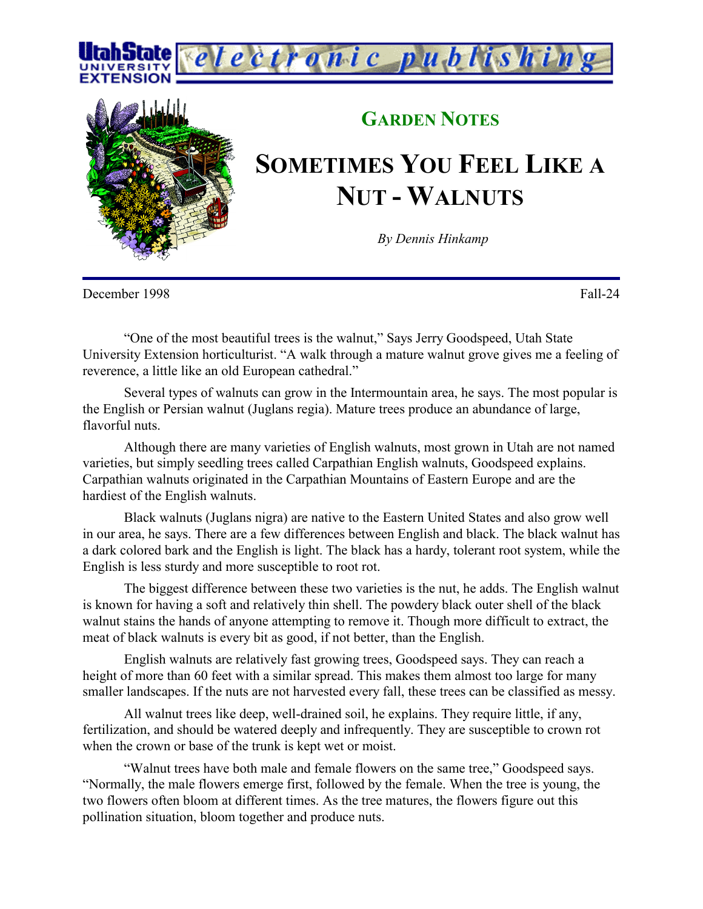## GARDEN NOTES

# SOMETIMES YOU FEEL LIKE A NUT - WALNUTS

*By Dennis Hinkamp*

December 1998 Fall-24

"One of the most beautiful trees is the walnut," Says Jerry Goodspeed, Utah State University Extension horticulturist. "A walk through a mature walnut grove gives me a feeling of reverence, a little like an old European cathedral."

Several types of walnuts can grow in the Intermountain area, he says. The most popular is the English or Persian walnut (Juglans regia). Mature trees produce an abundance of large, flavorful nuts.

Although there are many varieties of English walnuts, most grown in Utah are not named varieties, but simply seedling trees called Carpathian English walnuts, Goodspeed explains. Carpathian walnuts originated in the Carpathian Mountains of Eastern Europe and are the hardiest of the English walnuts.

Black walnuts (Juglans nigra) are native to the Eastern United States and also grow well in our area, he says. There are a few differences between English and black. The black walnut has a dark colored bark and the English is light. The black has a hardy, tolerant root system, while the English is less sturdy and more susceptible to root rot.

The biggest difference between these two varieties is the nut, he adds. The English walnut is known for having a soft and relatively thin shell. The powdery black outer shell of the black walnut stains the hands of anyone attempting to remove it. Though more difficult to extract, the meat of black walnuts is every bit as good, if not better, than the English.

English walnuts are relatively fast growing trees, Goodspeed says. They can reach a height of more than 60 feet with a similar spread. This makes them almost too large for many smaller landscapes. If the nuts are not harvested every fall, these trees can be classified as messy.

All walnut trees like deep, well-drained soil, he explains. They require little, if any, fertilization, and should be watered deeply and infrequently. They are susceptible to crown rot when the crown or base of the trunk is kept wet or moist.

"Walnut trees have both male and female flowers on the same tree," Goodspeed says. "Normally, the male flowers emerge first, followed by the female. When the tree is young, the two flowers often bloom at different times. As the tree matures, the flowers figure out this pollination situation, bloom together and produce nuts.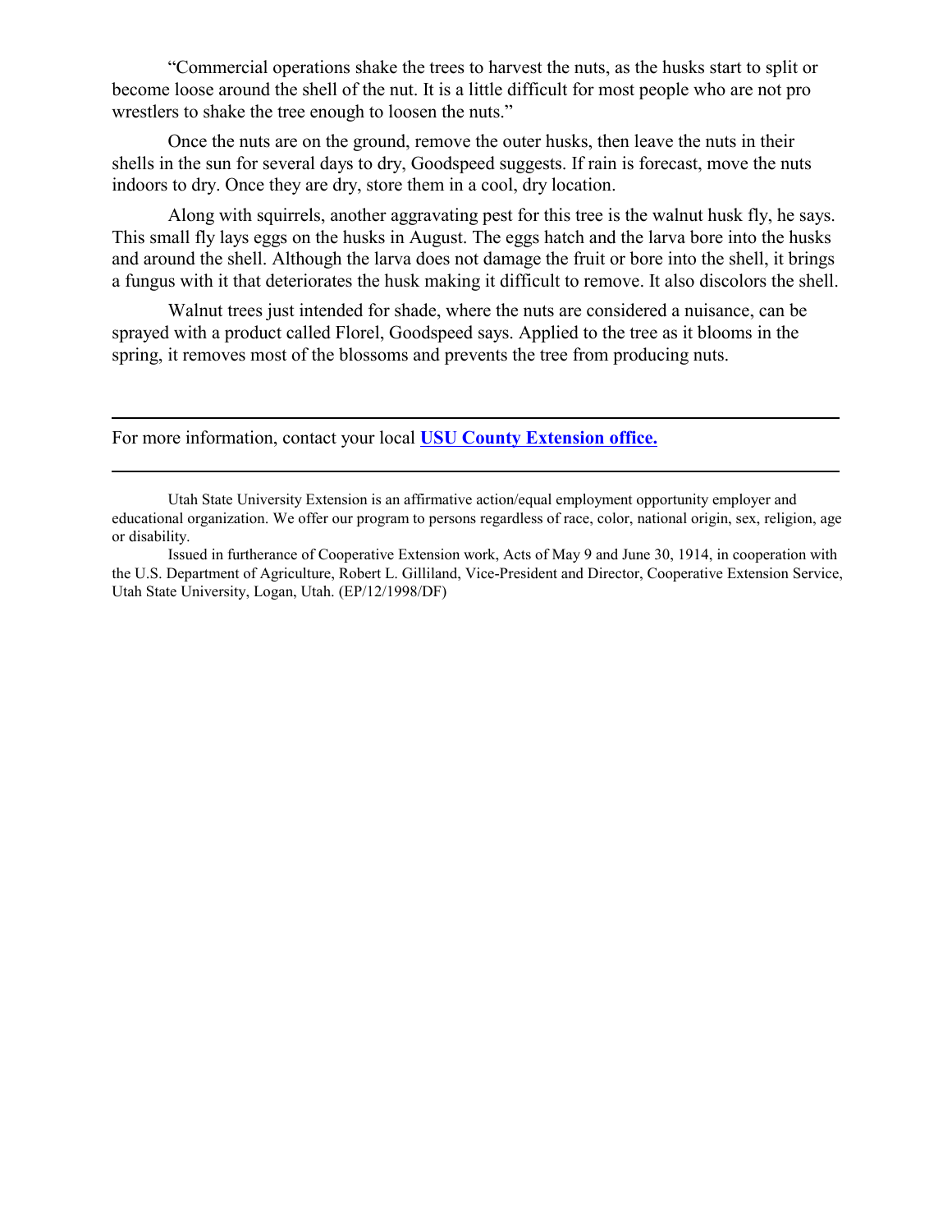"Commercial operations shake the trees to harvest the nuts, as the husks start to split or become loose around the shell of the nut. It is a little difficult for most people who are not pro wrestlers to shake the tree enough to loosen the nuts."

Once the nuts are on the ground, remove the outer husks, then leave the nuts in their shells in the sun for several days to dry, Goodspeed suggests. If rain is forecast, move the nuts indoors to dry. Once they are dry, store them in a cool, dry location.

Along with squirrels, another aggravating pest for this tree is the walnut husk fly, he says. This small fly lays eggs on the husks in August. The eggs hatch and the larva bore into the husks and around the shell. Although the larva does not damage the fruit or bore into the shell, it brings a fungus with it that deteriorates the husk making it difficult to remove. It also discolors the shell.

Walnut trees just intended for shade, where the nuts are considered a nuisance, can be sprayed with a product called Florel, Goodspeed says. Applied to the tree as it blooms in the spring, it removes most of the blossoms and prevents the tree from producing nuts.

---

For more information, contact your local **USU County Extension office.**

---

Utah State University Extension is an affirmative action/equal employment opportunity employer and educational organization. We offer our program to persons regardless of race, color, national origin, sex, religion, age or disability.

Issued in furtherance of Cooperative Extension work, Acts of May 9 and June 30, 1914, in cooperation with the U.S. Department of Agriculture, Robert L. Gilliland, Vice-President and Director, Cooperative Extension Service, Utah State University, Logan, Utah. (EP/12/1998/DF)